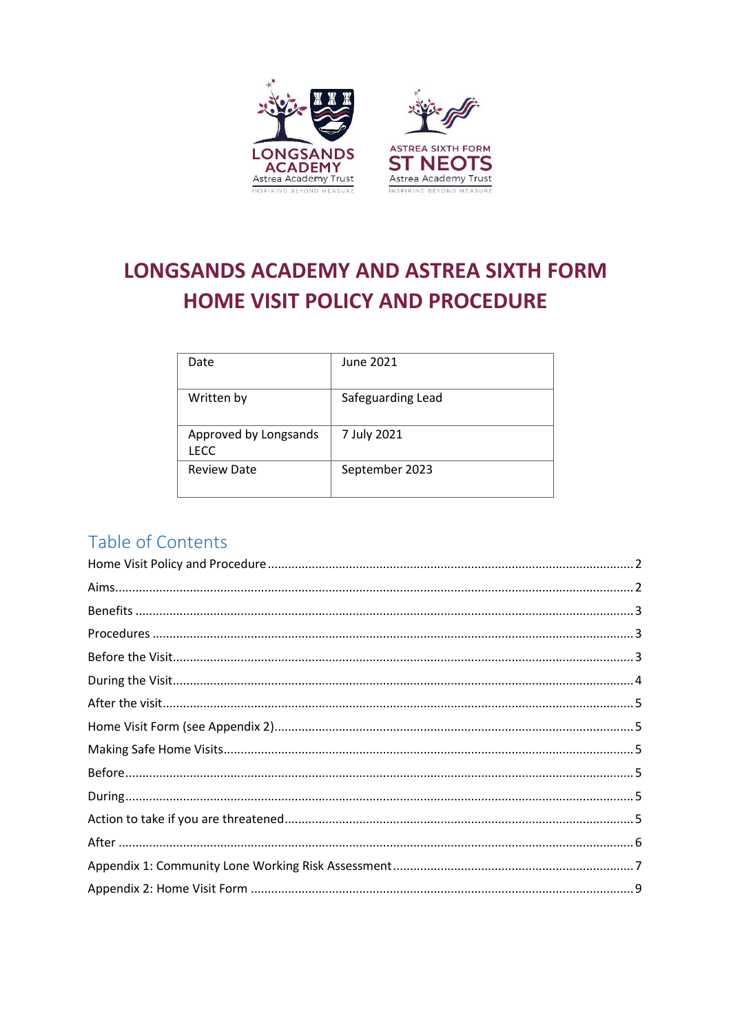# LONGSANDS ACADEMY AND ASTREA SIXTH FORM HOME VISIT POLICY AND PROCEDURE

| Date | June 2021 |
|---|---|
| Written by | Safeguarding Lead |
| Approved by Longsands LECC | 7 July 2021 |
| Review Date | September 2023 |

## Table of Contents

Home Visit Policy and Procedure .......... 2
Aims .......... 2
Benefits .......... 3
Procedures .......... 3
Before the Visit .......... 3
During the Visit .......... 4
After the visit .......... 5
Home Visit Form (see Appendix 2) .......... 5
Making Safe Home Visits .......... 5
Before .......... 5
During .......... 5
Action to take if you are threatened .......... 5
After .......... 6
Appendix 1: Community Lone Working Risk Assessment .......... 7
Appendix 2: Home Visit Form .......... 9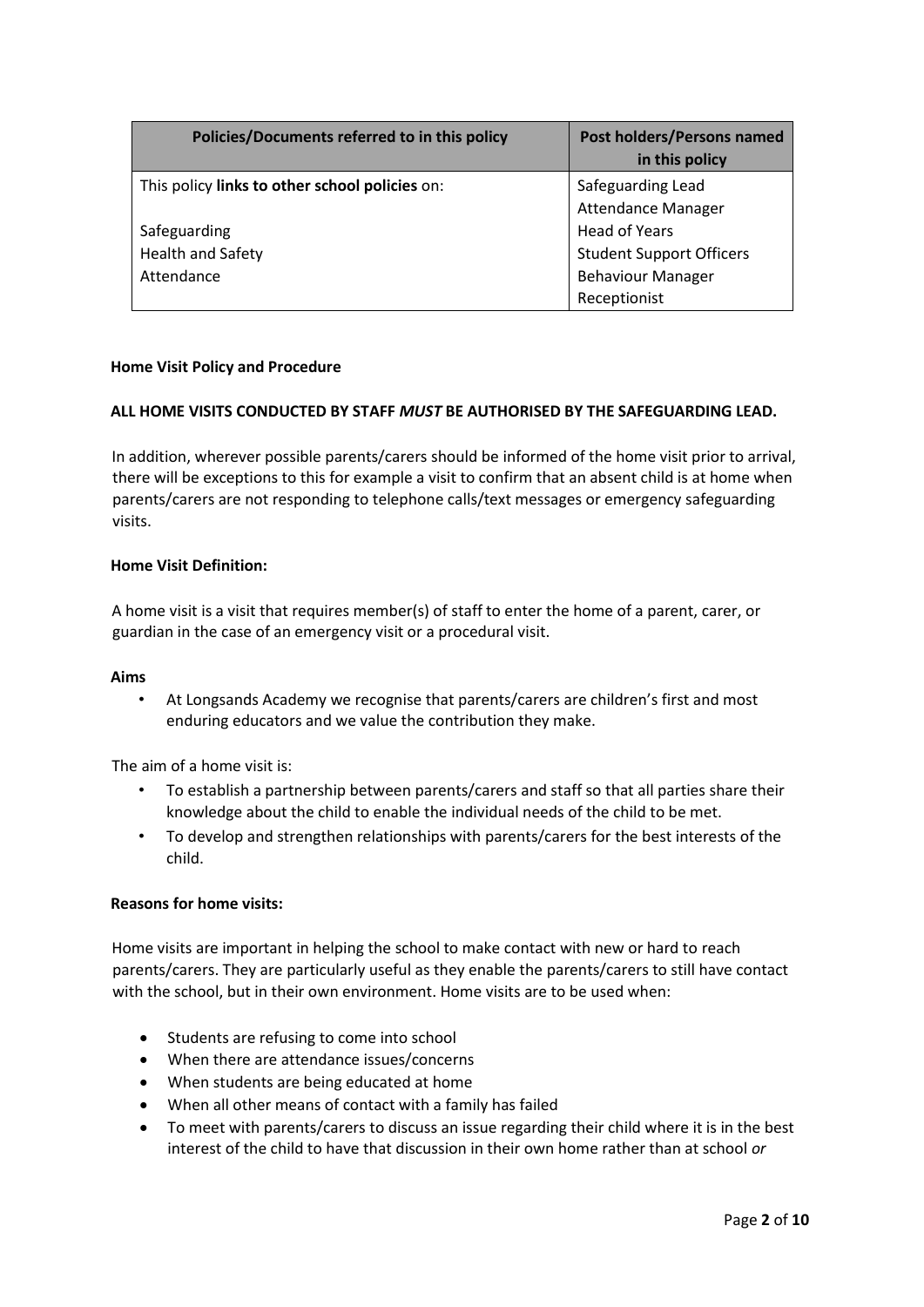| Policies/Documents referred to in this policy | Post holders/Persons named in this policy |
|---|---|
| This policy **links to other school policies** on:<br><br>Safeguarding<br>Health and Safety<br>Attendance | Safeguarding Lead<br>Attendance Manager<br>Head of Years<br>Student Support Officers<br>Behaviour Manager<br>Receptionist |

**Home Visit Policy and Procedure**

**ALL HOME VISITS CONDUCTED BY STAFF *MUST* BE AUTHORISED BY THE SAFEGUARDING LEAD.**

In addition, wherever possible parents/carers should be informed of the home visit prior to arrival, there will be exceptions to this for example a visit to confirm that an absent child is at home when parents/carers are not responding to telephone calls/text messages or emergency safeguarding visits.

**Home Visit Definition:**

A home visit is a visit that requires member(s) of staff to enter the home of a parent, carer, or guardian in the case of an emergency visit or a procedural visit.

**Aims**

- At Longsands Academy we recognise that parents/carers are children's first and most enduring educators and we value the contribution they make.

The aim of a home visit is:

- To establish a partnership between parents/carers and staff so that all parties share their knowledge about the child to enable the individual needs of the child to be met.
- To develop and strengthen relationships with parents/carers for the best interests of the child.

**Reasons for home visits:**

Home visits are important in helping the school to make contact with new or hard to reach parents/carers. They are particularly useful as they enable the parents/carers to still have contact with the school, but in their own environment. Home visits are to be used when:

- Students are refusing to come into school
- When there are attendance issues/concerns
- When students are being educated at home
- When all other means of contact with a family has failed
- To meet with parents/carers to discuss an issue regarding their child where it is in the best interest of the child to have that discussion in their own home rather than at school *or*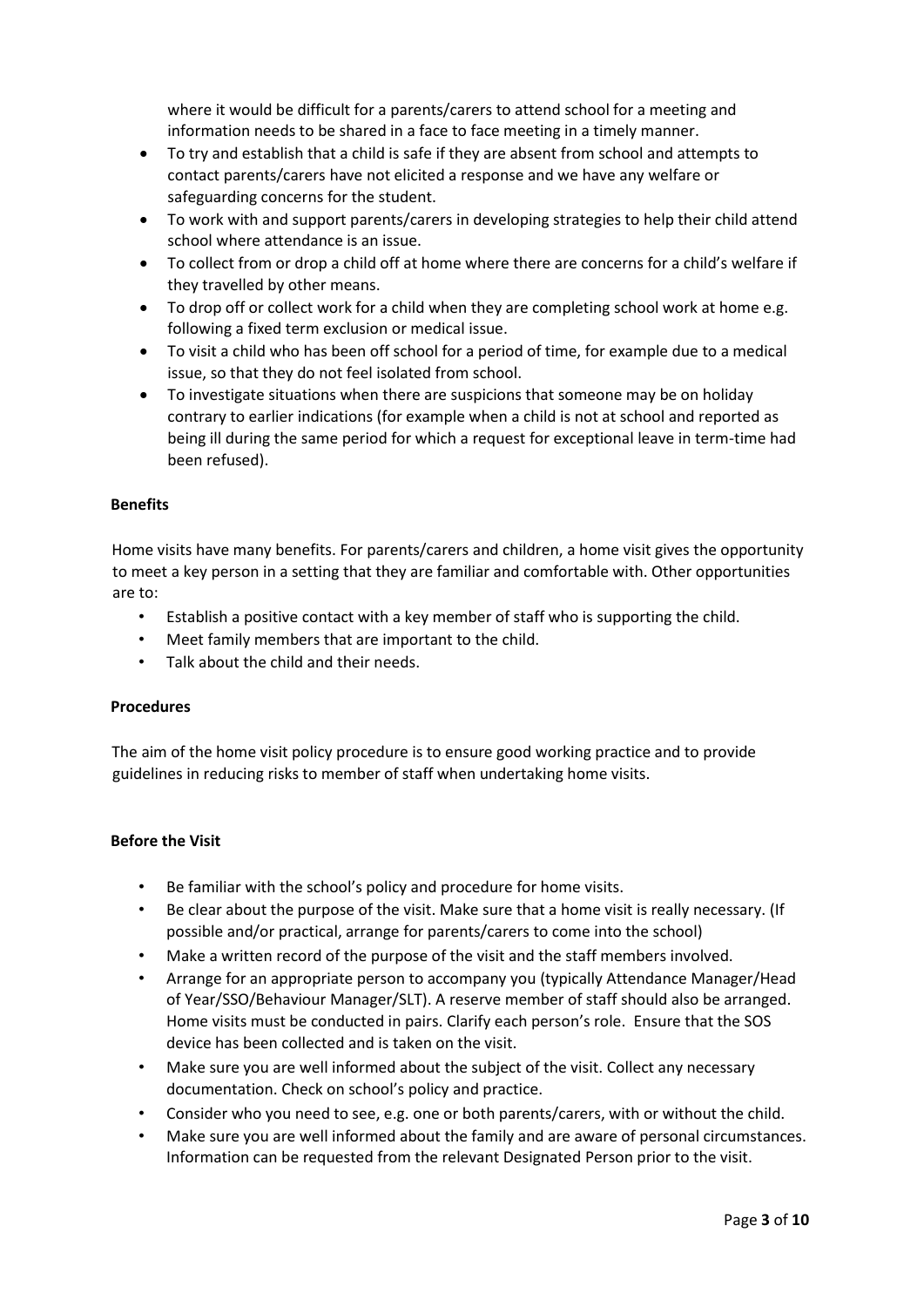where it would be difficult for a parents/carers to attend school for a meeting and information needs to be shared in a face to face meeting in a timely manner.

- To try and establish that a child is safe if they are absent from school and attempts to contact parents/carers have not elicited a response and we have any welfare or safeguarding concerns for the student.
- To work with and support parents/carers in developing strategies to help their child attend school where attendance is an issue.
- To collect from or drop a child off at home where there are concerns for a child's welfare if they travelled by other means.
- To drop off or collect work for a child when they are completing school work at home e.g. following a fixed term exclusion or medical issue.
- To visit a child who has been off school for a period of time, for example due to a medical issue, so that they do not feel isolated from school.
- To investigate situations when there are suspicions that someone may be on holiday contrary to earlier indications (for example when a child is not at school and reported as being ill during the same period for which a request for exceptional leave in term-time had been refused).

**Benefits**

Home visits have many benefits. For parents/carers and children, a home visit gives the opportunity to meet a key person in a setting that they are familiar and comfortable with. Other opportunities are to:

- Establish a positive contact with a key member of staff who is supporting the child.
- Meet family members that are important to the child.
- Talk about the child and their needs.

**Procedures**

The aim of the home visit policy procedure is to ensure good working practice and to provide guidelines in reducing risks to member of staff when undertaking home visits.

**Before the Visit**

- Be familiar with the school's policy and procedure for home visits.
- Be clear about the purpose of the visit. Make sure that a home visit is really necessary. (If possible and/or practical, arrange for parents/carers to come into the school)
- Make a written record of the purpose of the visit and the staff members involved.
- Arrange for an appropriate person to accompany you (typically Attendance Manager/Head of Year/SSO/Behaviour Manager/SLT). A reserve member of staff should also be arranged. Home visits must be conducted in pairs. Clarify each person's role. Ensure that the SOS device has been collected and is taken on the visit.
- Make sure you are well informed about the subject of the visit. Collect any necessary documentation. Check on school's policy and practice.
- Consider who you need to see, e.g. one or both parents/carers, with or without the child.
- Make sure you are well informed about the family and are aware of personal circumstances. Information can be requested from the relevant Designated Person prior to the visit.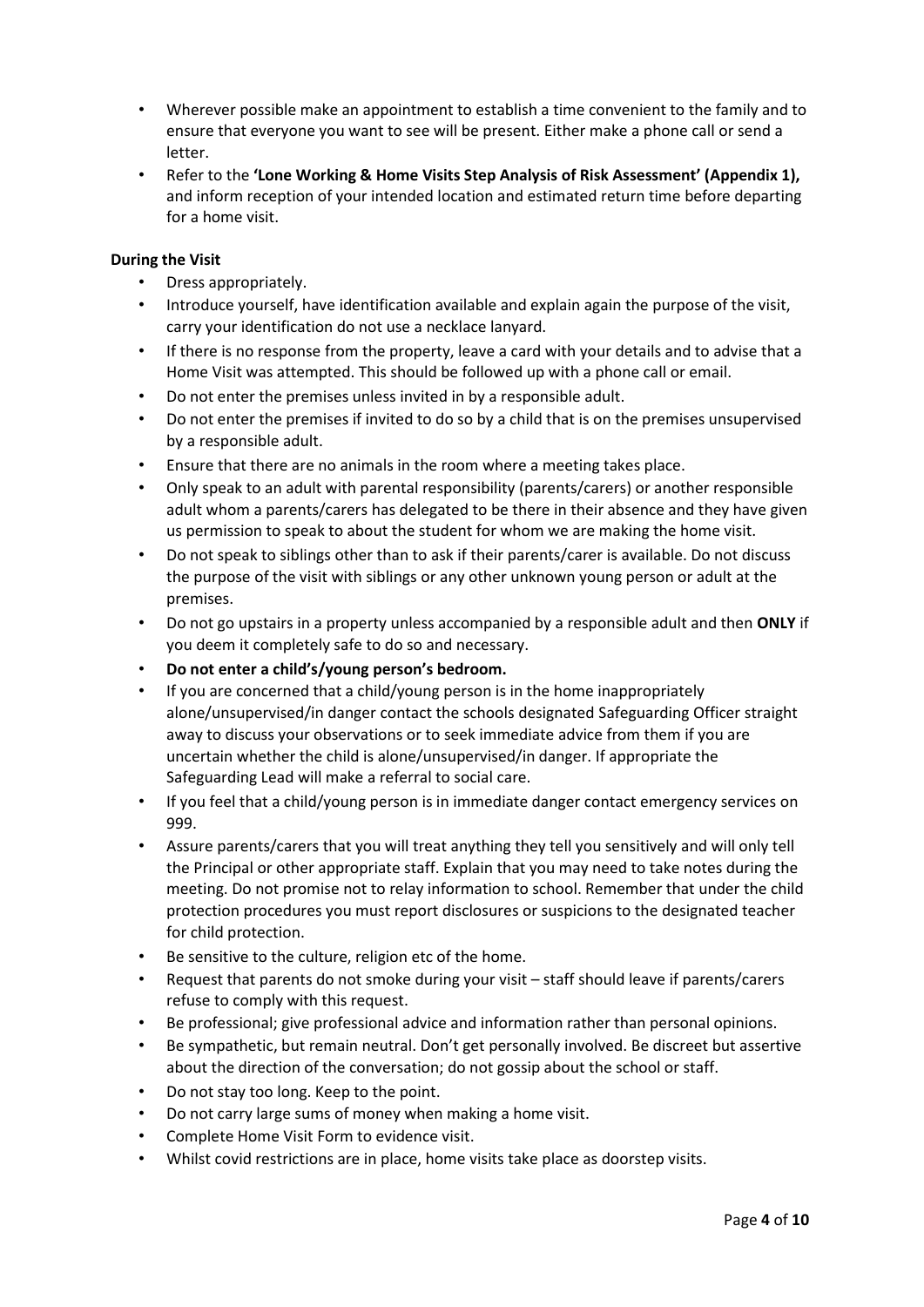- Wherever possible make an appointment to establish a time convenient to the family and to ensure that everyone you want to see will be present. Either make a phone call or send a letter.
- Refer to the **'Lone Working & Home Visits Step Analysis of Risk Assessment' (Appendix 1),** and inform reception of your intended location and estimated return time before departing for a home visit.

**During the Visit**

- Dress appropriately.
- Introduce yourself, have identification available and explain again the purpose of the visit, carry your identification do not use a necklace lanyard.
- If there is no response from the property, leave a card with your details and to advise that a Home Visit was attempted. This should be followed up with a phone call or email.
- Do not enter the premises unless invited in by a responsible adult.
- Do not enter the premises if invited to do so by a child that is on the premises unsupervised by a responsible adult.
- Ensure that there are no animals in the room where a meeting takes place.
- Only speak to an adult with parental responsibility (parents/carers) or another responsible adult whom a parents/carers has delegated to be there in their absence and they have given us permission to speak to about the student for whom we are making the home visit.
- Do not speak to siblings other than to ask if their parents/carer is available. Do not discuss the purpose of the visit with siblings or any other unknown young person or adult at the premises.
- Do not go upstairs in a property unless accompanied by a responsible adult and then **ONLY** if you deem it completely safe to do so and necessary.
- **Do not enter a child's/young person's bedroom.**
- If you are concerned that a child/young person is in the home inappropriately alone/unsupervised/in danger contact the schools designated Safeguarding Officer straight away to discuss your observations or to seek immediate advice from them if you are uncertain whether the child is alone/unsupervised/in danger. If appropriate the Safeguarding Lead will make a referral to social care.
- If you feel that a child/young person is in immediate danger contact emergency services on 999.
- Assure parents/carers that you will treat anything they tell you sensitively and will only tell the Principal or other appropriate staff. Explain that you may need to take notes during the meeting. Do not promise not to relay information to school. Remember that under the child protection procedures you must report disclosures or suspicions to the designated teacher for child protection.
- Be sensitive to the culture, religion etc of the home.
- Request that parents do not smoke during your visit – staff should leave if parents/carers refuse to comply with this request.
- Be professional; give professional advice and information rather than personal opinions.
- Be sympathetic, but remain neutral. Don't get personally involved. Be discreet but assertive about the direction of the conversation; do not gossip about the school or staff.
- Do not stay too long. Keep to the point.
- Do not carry large sums of money when making a home visit.
- Complete Home Visit Form to evidence visit.
- Whilst covid restrictions are in place, home visits take place as doorstep visits.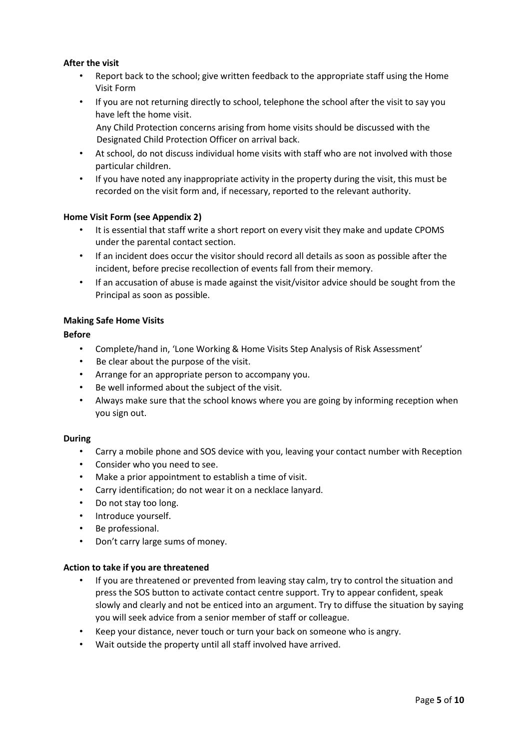**After the visit**

- Report back to the school; give written feedback to the appropriate staff using the Home Visit Form
- If you are not returning directly to school, telephone the school after the visit to say you have left the home visit.
  Any Child Protection concerns arising from home visits should be discussed with the Designated Child Protection Officer on arrival back.
- At school, do not discuss individual home visits with staff who are not involved with those particular children.
- If you have noted any inappropriate activity in the property during the visit, this must be recorded on the visit form and, if necessary, reported to the relevant authority.

**Home Visit Form (see Appendix 2)**

- It is essential that staff write a short report on every visit they make and update CPOMS under the parental contact section.
- If an incident does occur the visitor should record all details as soon as possible after the incident, before precise recollection of events fall from their memory.
- If an accusation of abuse is made against the visit/visitor advice should be sought from the Principal as soon as possible.

**Making Safe Home Visits**

**Before**

- Complete/hand in, 'Lone Working & Home Visits Step Analysis of Risk Assessment'
- Be clear about the purpose of the visit.
- Arrange for an appropriate person to accompany you.
- Be well informed about the subject of the visit.
- Always make sure that the school knows where you are going by informing reception when you sign out.

**During**

- Carry a mobile phone and SOS device with you, leaving your contact number with Reception
- Consider who you need to see.
- Make a prior appointment to establish a time of visit.
- Carry identification; do not wear it on a necklace lanyard.
- Do not stay too long.
- Introduce yourself.
- Be professional.
- Don't carry large sums of money.

**Action to take if you are threatened**

- If you are threatened or prevented from leaving stay calm, try to control the situation and press the SOS button to activate contact centre support. Try to appear confident, speak slowly and clearly and not be enticed into an argument. Try to diffuse the situation by saying you will seek advice from a senior member of staff or colleague.
- Keep your distance, never touch or turn your back on someone who is angry.
- Wait outside the property until all staff involved have arrived.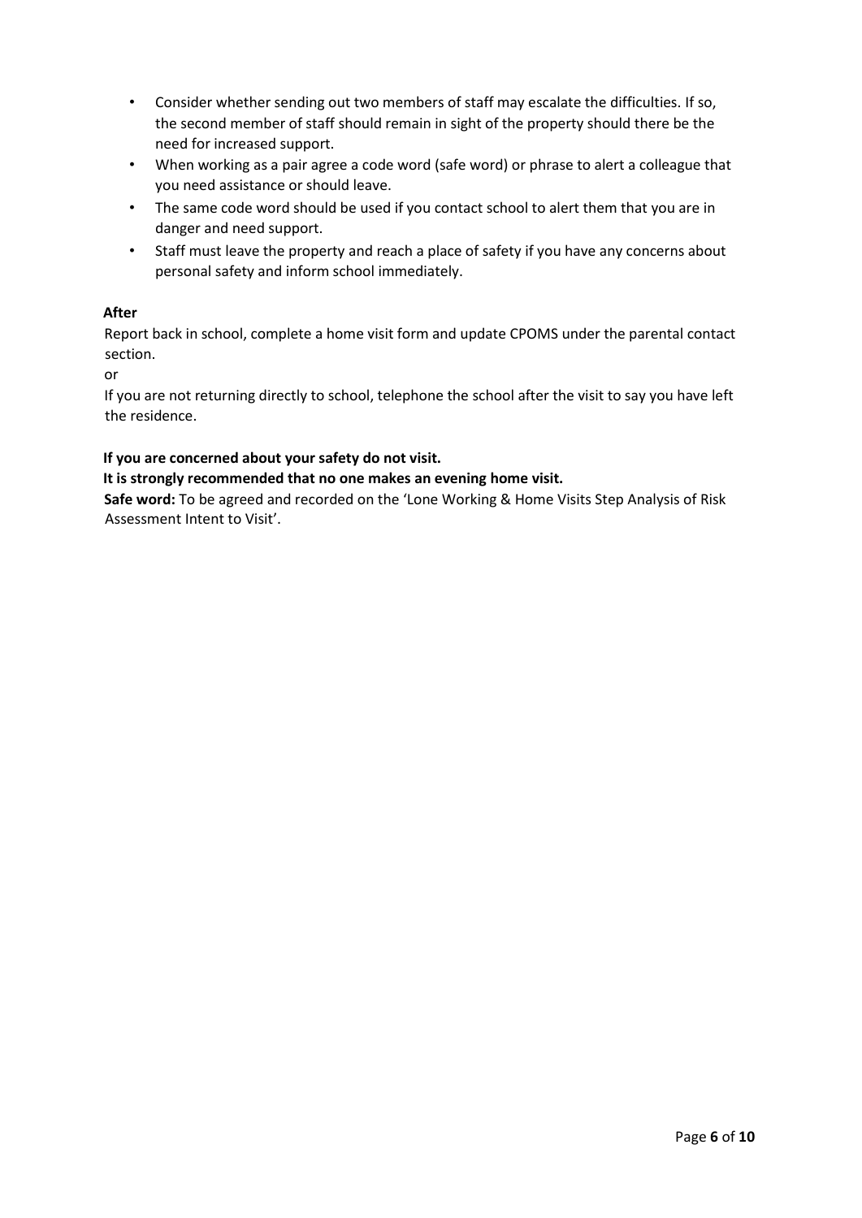- Consider whether sending out two members of staff may escalate the difficulties. If so, the second member of staff should remain in sight of the property should there be the need for increased support.
- When working as a pair agree a code word (safe word) or phrase to alert a colleague that you need assistance or should leave.
- The same code word should be used if you contact school to alert them that you are in danger and need support.
- Staff must leave the property and reach a place of safety if you have any concerns about personal safety and inform school immediately.

**After**

Report back in school, complete a home visit form and update CPOMS under the parental contact section.

or

If you are not returning directly to school, telephone the school after the visit to say you have left the residence.

**If you are concerned about your safety do not visit.**

**It is strongly recommended that no one makes an evening home visit.**

**Safe word:** To be agreed and recorded on the 'Lone Working & Home Visits Step Analysis of Risk Assessment Intent to Visit'.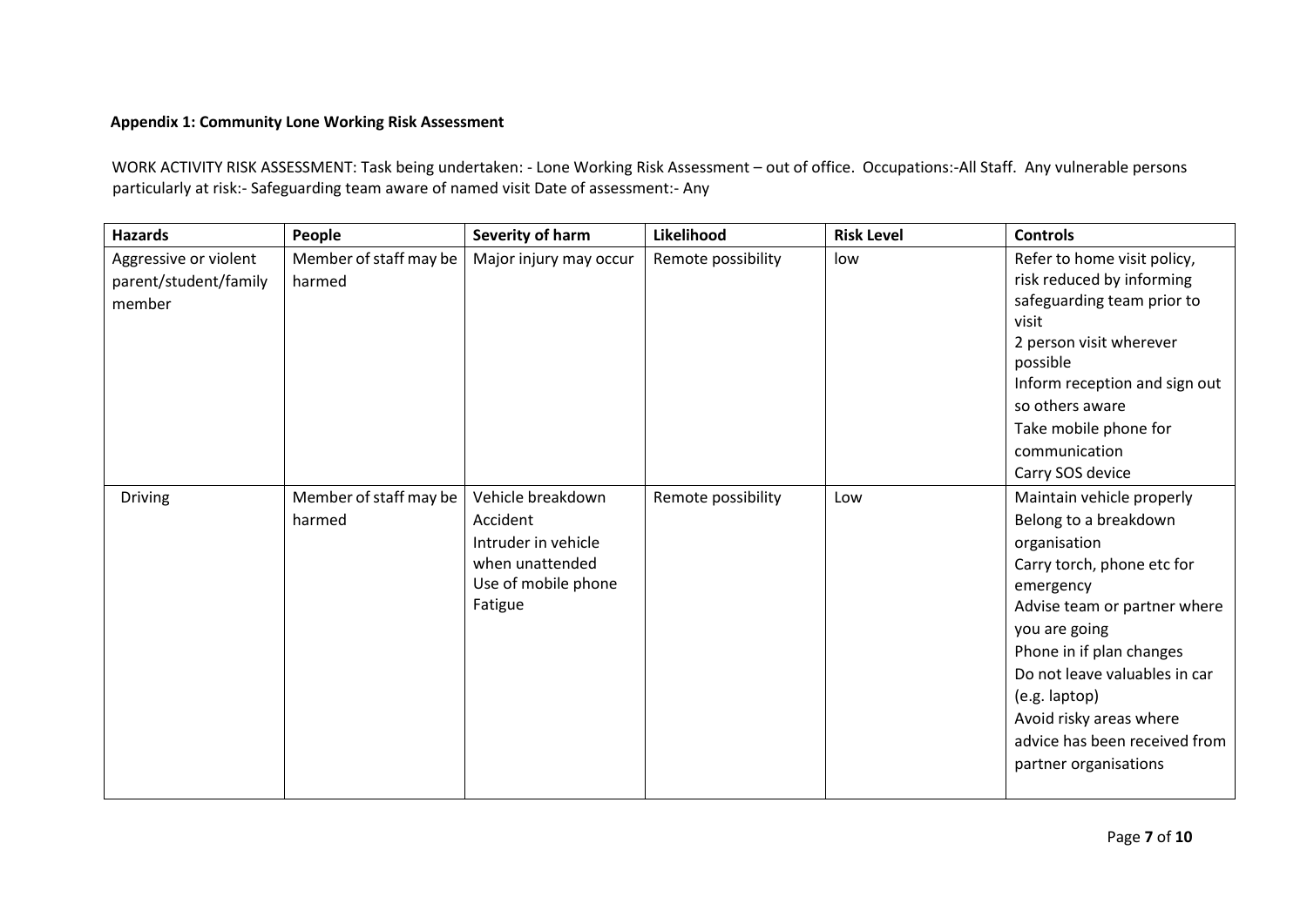**Appendix 1: Community Lone Working Risk Assessment**

WORK ACTIVITY RISK ASSESSMENT: Task being undertaken: - Lone Working Risk Assessment – out of office. Occupations:-All Staff. Any vulnerable persons particularly at risk:- Safeguarding team aware of named visit Date of assessment:- Any

| Hazards | People | Severity of harm | Likelihood | Risk Level | Controls |
|---|---|---|---|---|---|
| Aggressive or violent parent/student/family member | Member of staff may be harmed | Major injury may occur | Remote possibility | low | Refer to home visit policy, risk reduced by informing safeguarding team prior to visit<br>2 person visit wherever possible<br>Inform reception and sign out so others aware<br>Take mobile phone for communication<br>Carry SOS device |
| Driving | Member of staff may be harmed | Vehicle breakdown<br>Accident<br>Intruder in vehicle when unattended<br>Use of mobile phone<br>Fatigue | Remote possibility | Low | Maintain vehicle properly<br>Belong to a breakdown organisation<br>Carry torch, phone etc for emergency<br>Advise team or partner where you are going<br>Phone in if plan changes<br>Do not leave valuables in car (e.g. laptop)<br>Avoid risky areas where advice has been received from partner organisations |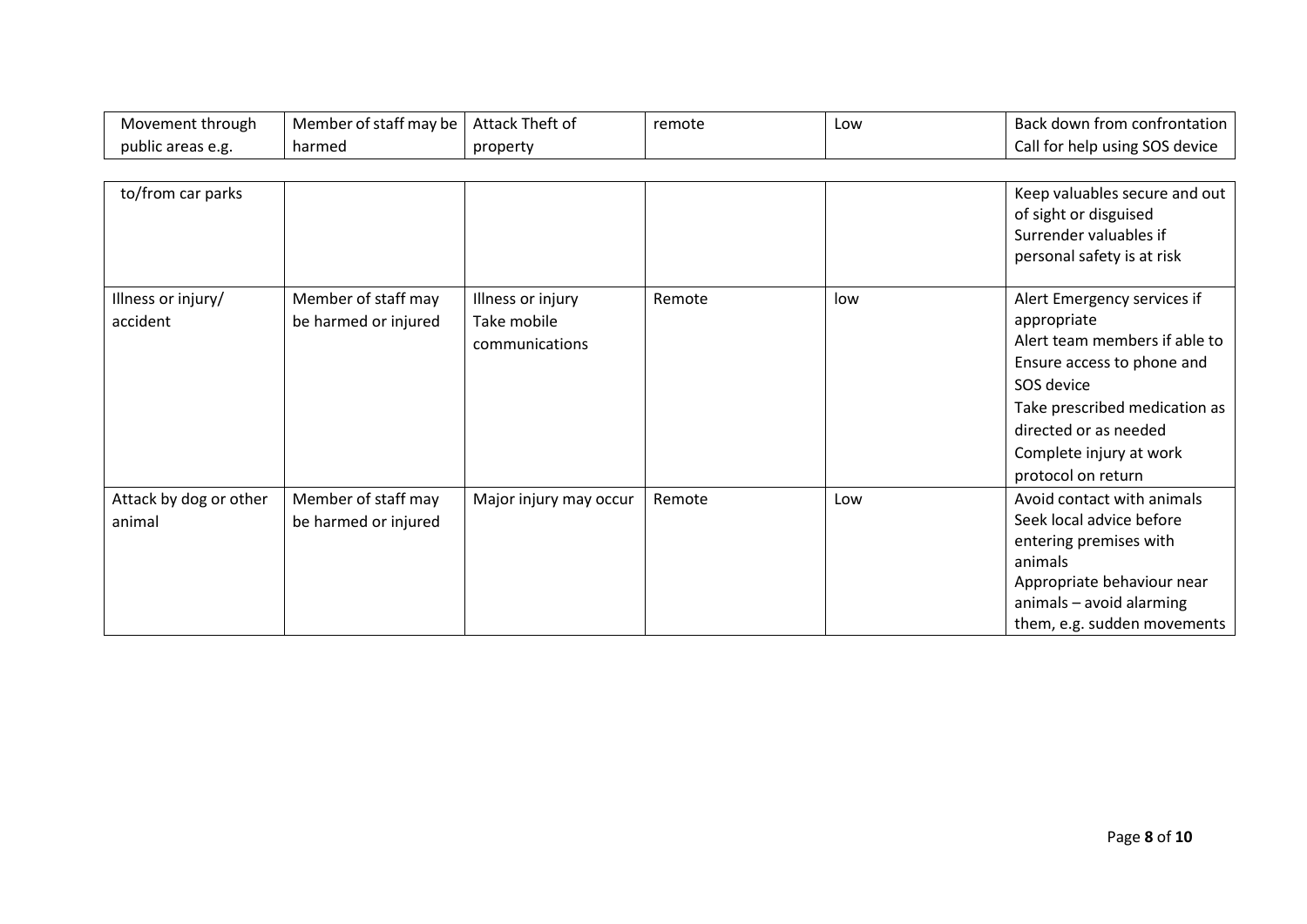| Movement through public areas e.g. to/from car parks | Member of staff may be harmed | Attack Theft of property | remote | Low | Back down from confrontation<br>Call for help using SOS device<br>Keep valuables secure and out of sight or disguised<br>Surrender valuables if personal safety is at risk |
|---|---|---|---|---|---|
| Illness or injury/ accident | Member of staff may be harmed or injured | Illness or injury<br>Take mobile communications | Remote | low | Alert Emergency services if appropriate<br>Alert team members if able to<br>Ensure access to phone and SOS device<br>Take prescribed medication as directed or as needed<br>Complete injury at work protocol on return |
| Attack by dog or other animal | Member of staff may be harmed or injured | Major injury may occur | Remote | Low | Avoid contact with animals<br>Seek local advice before entering premises with animals<br>Appropriate behaviour near animals – avoid alarming them, e.g. sudden movements |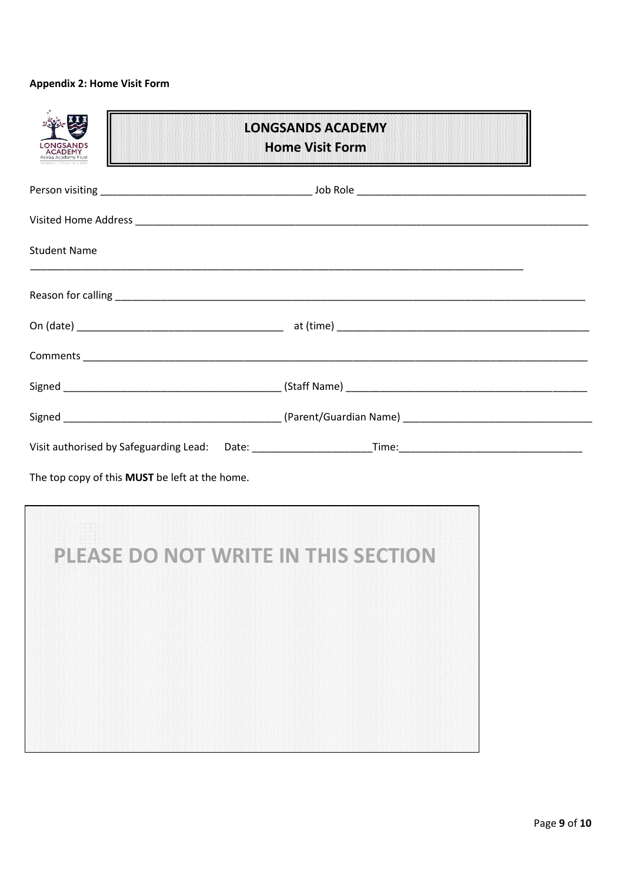**Appendix 2: Home Visit Form**

## LONGSANDS ACADEMY
## Home Visit Form

Person visiting ____________________________________ Job Role ________________________________________

Visited Home Address ________________________________________________________________________________

Student Name

__________________________________________________________________________________________

Reason for calling ____________________________________________________________________________________

On (date) ____________________________________ at (time) _____________________________________________

Comments ____________________________________________________________________________________________

Signed ______________________________________ (Staff Name) ____________________________________________

Signed ______________________________________ (Parent/Guardian Name) __________________________________

Visit authorised by Safeguarding Lead: Date: ____________________Time:________________________________

The top copy of this **MUST** be left at the home.

**PLEASE DO NOT WRITE IN THIS SECTION**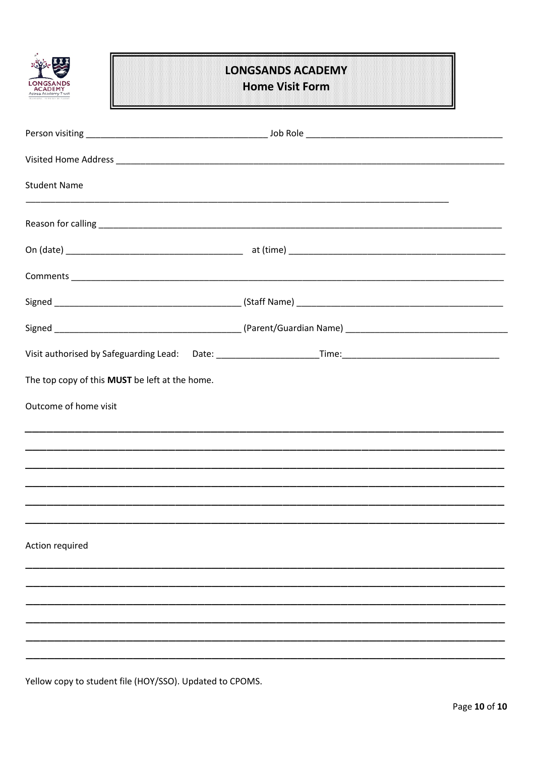# LONGSANDS ACADEMY
## Home Visit Form

Person visiting ____________________________________ Job Role ________________________________________

Visited Home Address ________________________________________________________________________________

Student Name

________________________________________________________________________________________

Reason for calling ___________________________________________________________________________________

On (date) ___________________________________ at (time) _____________________________________________

Comments __________________________________________________________________________________________

Signed _____________________________________ (Staff Name) __________________________________________

Signed _____________________________________ (Parent/Guardian Name) _________________________________

Visit authorised by Safeguarding Lead: Date: ____________________Time:_______________________________

The top copy of this **MUST** be left at the home.

Outcome of home visit

______________________________________________________________________________________________

______________________________________________________________________________________________

______________________________________________________________________________________________

______________________________________________________________________________________________

______________________________________________________________________________________________

______________________________________________________________________________________________

Action required

______________________________________________________________________________________________

______________________________________________________________________________________________

______________________________________________________________________________________________

______________________________________________________________________________________________

______________________________________________________________________________________________

______________________________________________________________________________________________

Yellow copy to student file (HOY/SSO). Updated to CPOMS.